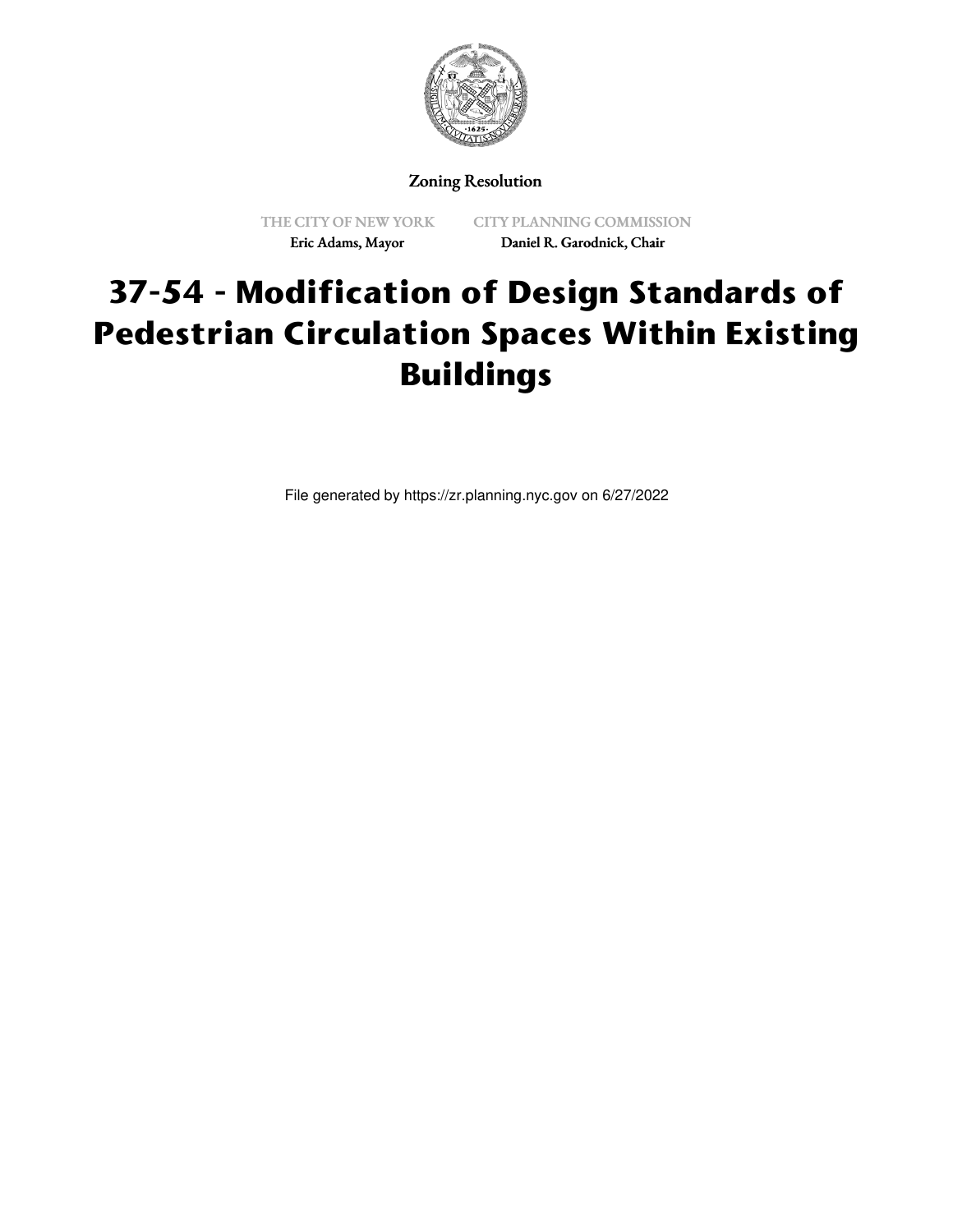Zoning Resolution

THE CITY OF NEW YORK
Eric Adams, Mayor

CITY PLANNING COMMISSION
Daniel R. Garodnick, Chair

# 37-54 - Modification of Design Standards of Pedestrian Circulation Spaces Within Existing Buildings

File generated by https://zr.planning.nyc.gov on 6/27/2022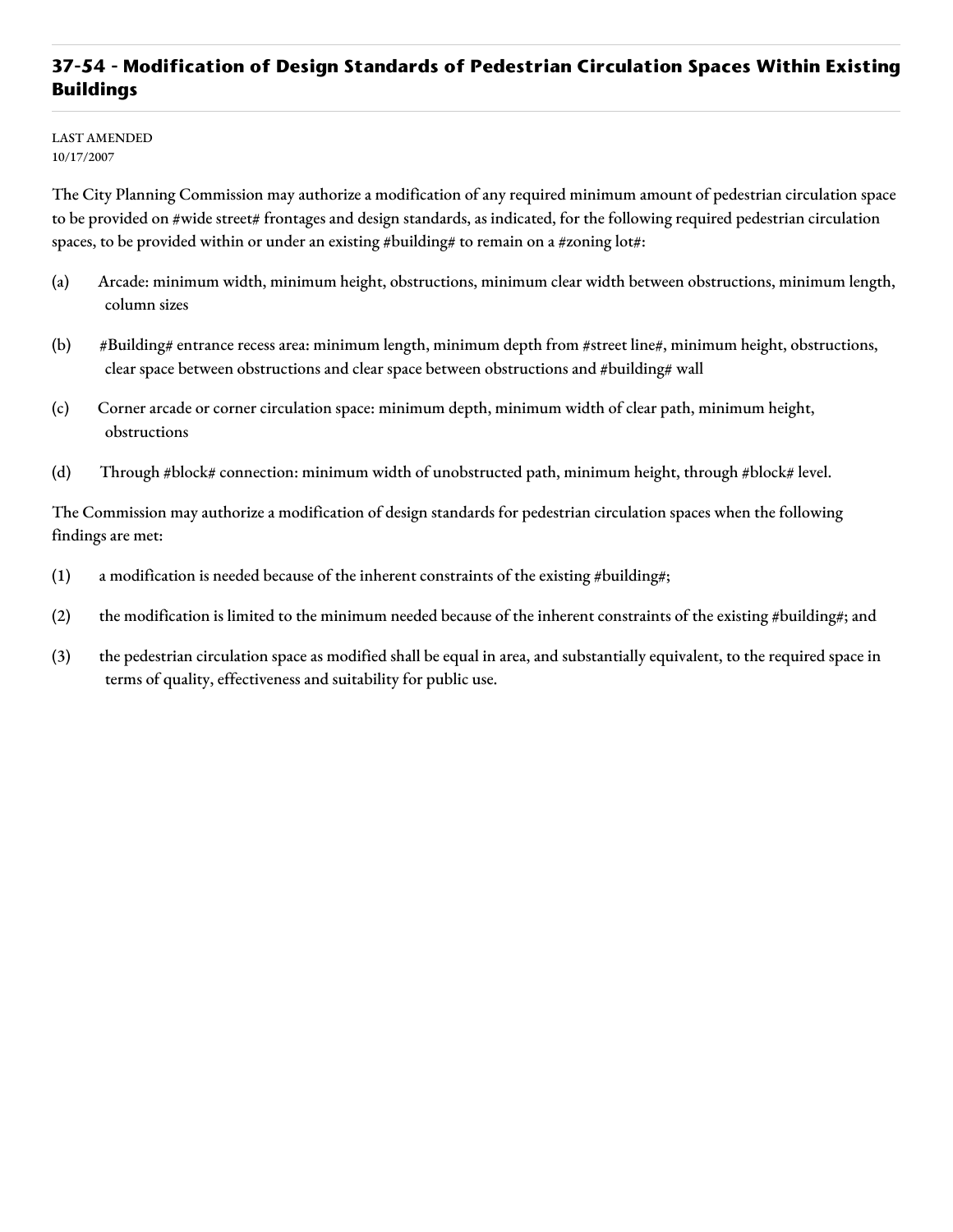## 37-54 - Modification of Design Standards of Pedestrian Circulation Spaces Within Existing Buildings

LAST AMENDED
10/17/2007

The City Planning Commission may authorize a modification of any required minimum amount of pedestrian circulation space to be provided on #wide street# frontages and design standards, as indicated, for the following required pedestrian circulation spaces, to be provided within or under an existing #building# to remain on a #zoning lot#:

(a) Arcade: minimum width, minimum height, obstructions, minimum clear width between obstructions, minimum length, column sizes

(b) #Building# entrance recess area: minimum length, minimum depth from #street line#, minimum height, obstructions, clear space between obstructions and clear space between obstructions and #building# wall

(c) Corner arcade or corner circulation space: minimum depth, minimum width of clear path, minimum height, obstructions

(d) Through #block# connection: minimum width of unobstructed path, minimum height, through #block# level.

The Commission may authorize a modification of design standards for pedestrian circulation spaces when the following findings are met:

(1) a modification is needed because of the inherent constraints of the existing #building#;

(2) the modification is limited to the minimum needed because of the inherent constraints of the existing #building#; and

(3) the pedestrian circulation space as modified shall be equal in area, and substantially equivalent, to the required space in terms of quality, effectiveness and suitability for public use.